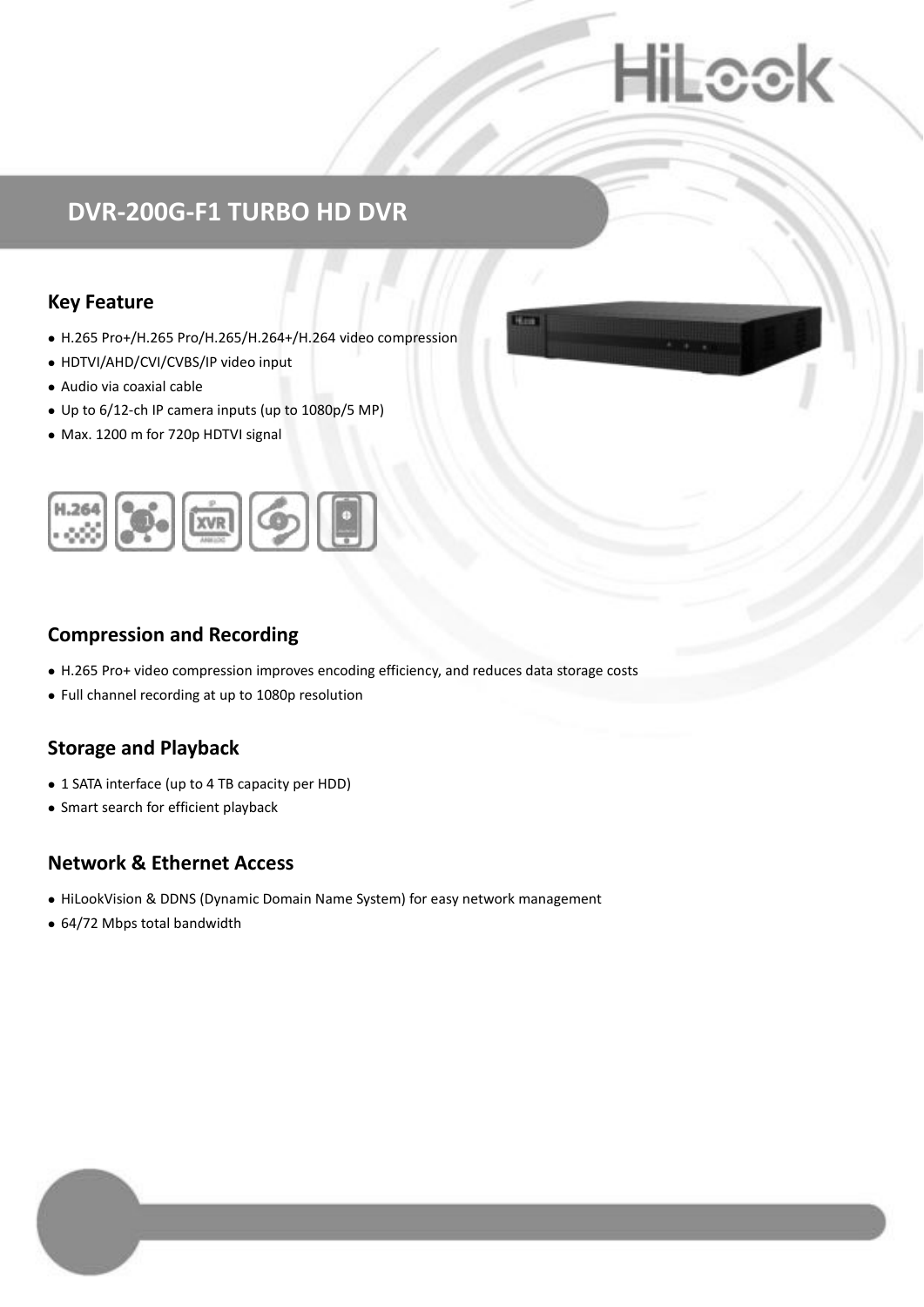# DVR-200G-F1 TURBO HD DVR

## Key Feature

- H.265 Pro+/H.265 Pro/H.265/H.264+/H.264 video compression
- HDTVI/AHD/CVI/CVBS/IP video input
- Audio via coaxial cable
- Up to 6/12-ch IP camera inputs (up to 1080p/5 MP)
- Max. 1200 m for 720p HDTVI signal

## Compression and Recording

- H.265 Pro+ video compression improves encoding efficiency, and reduces data storage costs
- Full channel recording at up to 1080p resolution

## Storage and Playback

- 1 SATA interface (up to 4 TB capacity per HDD)
- Smart search for efficient playback

## Network & Ethernet Access

- HiLookVision & DDNS (Dynamic Domain Name System) for easy network management
- 64/72 Mbps total bandwidth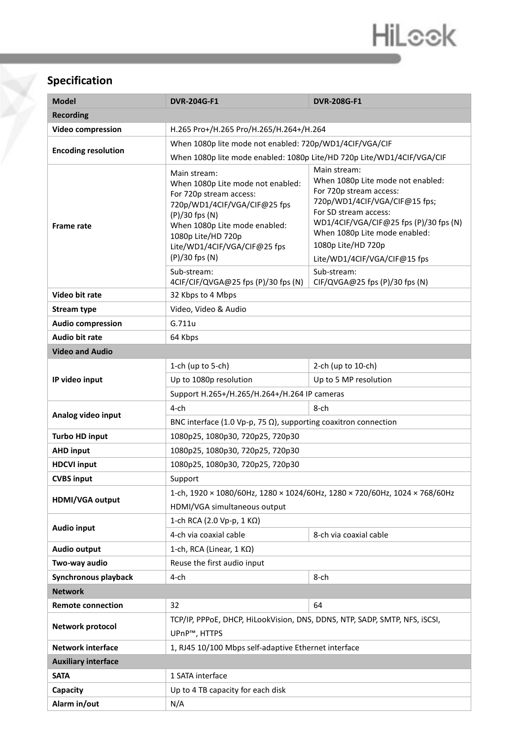## Specification

| Model | DVR-204G-F1 | DVR-208G-F1 |
|---|---|---|
| **Recording** | | |
| **Video compression** | H.265 Pro+/H.265 Pro/H.265/H.264+/H.264 | |
| **Encoding resolution** | When 1080p lite mode not enabled: 720p/WD1/4CIF/VGA/CIF<br>When 1080p lite mode enabled: 1080p Lite/HD 720p Lite/WD1/4CIF/VGA/CIF | |
| **Frame rate** | Main stream:<br>When 1080p Lite mode not enabled:<br>For 720p stream access:<br>720p/WD1/4CIF/VGA/CIF@25 fps (P)/30 fps (N)<br>When 1080p Lite mode enabled:<br>1080p Lite/HD 720p Lite/WD1/4CIF/VGA/CIF@25 fps (P)/30 fps (N) | Main stream:<br>When 1080p Lite mode not enabled:<br>For 720p stream access:<br>720p/WD1/4CIF/VGA/CIF@15 fps;<br>For SD stream access:<br>WD1/4CIF/VGA/CIF@25 fps (P)/30 fps (N)<br>When 1080p Lite mode enabled:<br>1080p Lite/HD 720p<br>Lite/WD1/4CIF/VGA/CIF@15 fps |
| | Sub-stream:<br>4CIF/CIF/QVGA@25 fps (P)/30 fps (N) | Sub-stream:<br>CIF/QVGA@25 fps (P)/30 fps (N) |
| **Video bit rate** | 32 Kbps to 4 Mbps | |
| **Stream type** | Video, Video & Audio | |
| **Audio compression** | G.711u | |
| **Audio bit rate** | 64 Kbps | |
| **Video and Audio** | | |
| **IP video input** | 1-ch (up to 5-ch) | 2-ch (up to 10-ch) |
| | Up to 1080p resolution | Up to 5 MP resolution |
| | Support H.265+/H.265/H.264+/H.264 IP cameras | |
| **Analog video input** | 4-ch | 8-ch |
| | BNC interface (1.0 Vp-p, 75 Ω), supporting coaxitron connection | |
| **Turbo HD input** | 1080p25, 1080p30, 720p25, 720p30 | |
| **AHD input** | 1080p25, 1080p30, 720p25, 720p30 | |
| **HDCVI input** | 1080p25, 1080p30, 720p25, 720p30 | |
| **CVBS input** | Support | |
| **HDMI/VGA output** | 1-ch, 1920 × 1080/60Hz, 1280 × 1024/60Hz, 1280 × 720/60Hz, 1024 × 768/60Hz<br>HDMI/VGA simultaneous output | |
| **Audio input** | 1-ch RCA (2.0 Vp-p, 1 KΩ) | |
| | 4-ch via coaxial cable | 8-ch via coaxial cable |
| **Audio output** | 1-ch, RCA (Linear, 1 KΩ) | |
| **Two-way audio** | Reuse the first audio input | |
| **Synchronous playback** | 4-ch | 8-ch |
| **Network** | | |
| **Remote connection** | 32 | 64 |
| **Network protocol** | TCP/IP, PPPoE, DHCP, HiLookVision, DNS, DDNS, NTP, SADP, SMTP, NFS, iSCSI, UPnP™, HTTPS | |
| **Network interface** | 1, RJ45 10/100 Mbps self-adaptive Ethernet interface | |
| **Auxiliary interface** | | |
| **SATA** | 1 SATA interface | |
| **Capacity** | Up to 4 TB capacity for each disk | |
| **Alarm in/out** | N/A | |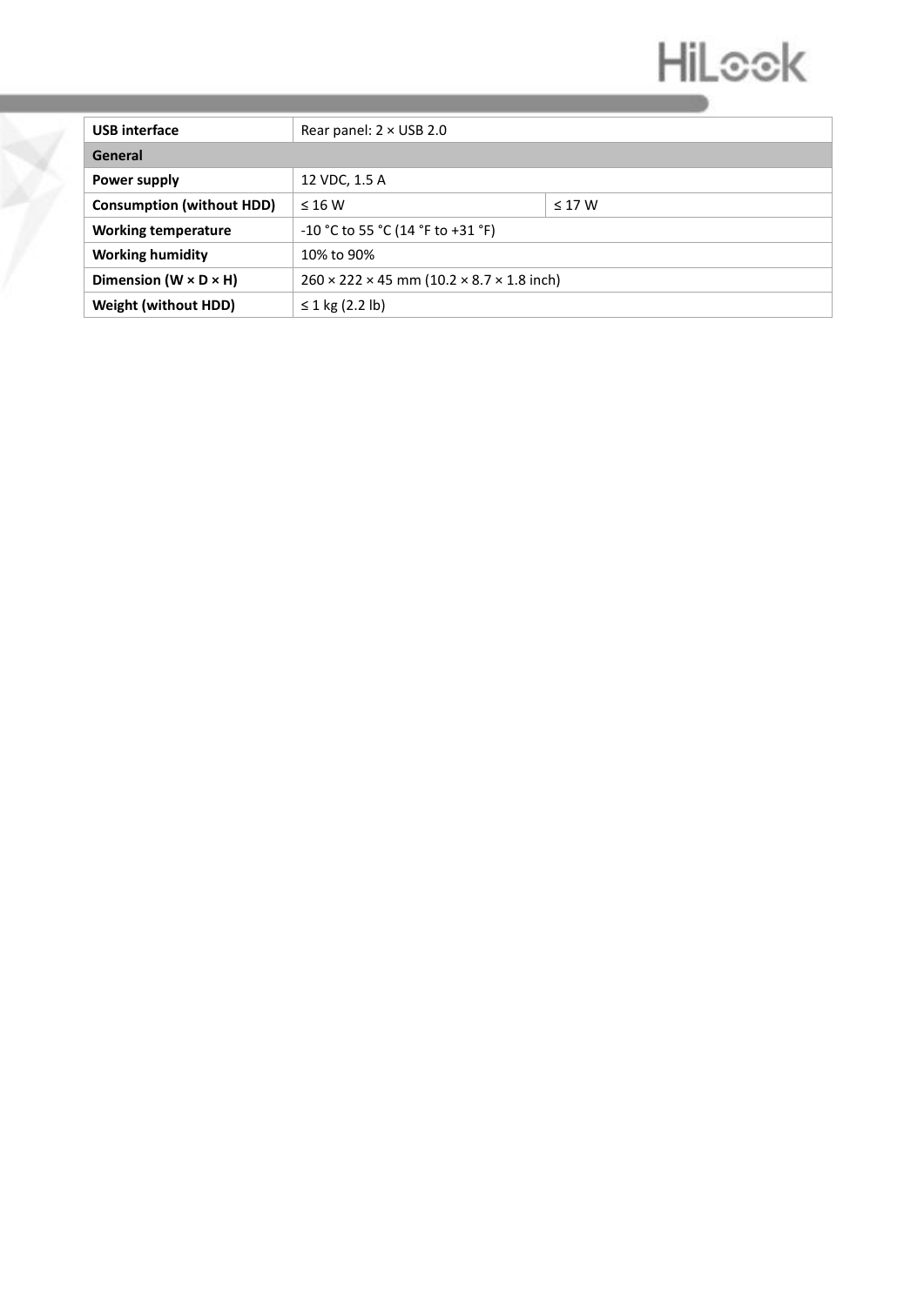| | | |
|---|---|---|
| **USB interface** | Rear panel: 2 × USB 2.0 | |
| **General** | | |
| **Power supply** | 12 VDC, 1.5 A | |
| **Consumption (without HDD)** | ≤ 16 W | ≤ 17 W |
| **Working temperature** | -10 °C to 55 °C (14 °F to +31 °F) | |
| **Working humidity** | 10% to 90% | |
| **Dimension (W × D × H)** | 260 × 222 × 45 mm (10.2 × 8.7 × 1.8 inch) | |
| **Weight (without HDD)** | ≤ 1 kg (2.2 lb) | |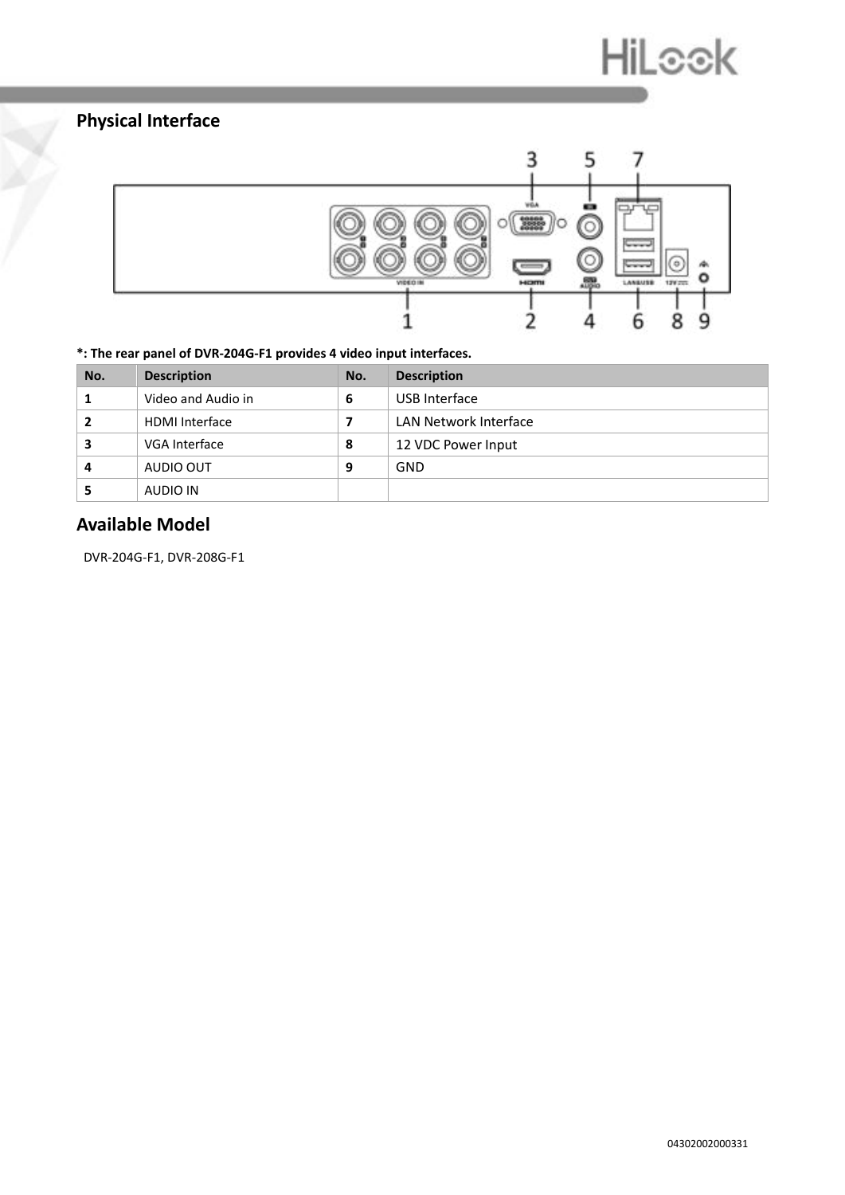## Physical Interface

*: The rear panel of DVR-204G-F1 provides 4 video input interfaces.

| No. | Description | No. | Description |
|---|---|---|---|
| 1 | Video and Audio in | 6 | USB Interface |
| 2 | HDMI Interface | 7 | LAN Network Interface |
| 3 | VGA Interface | 8 | 12 VDC Power Input |
| 4 | AUDIO OUT | 9 | GND |
| 5 | AUDIO IN | | |

## Available Model

DVR-204G-F1, DVR-208G-F1

04302002000331